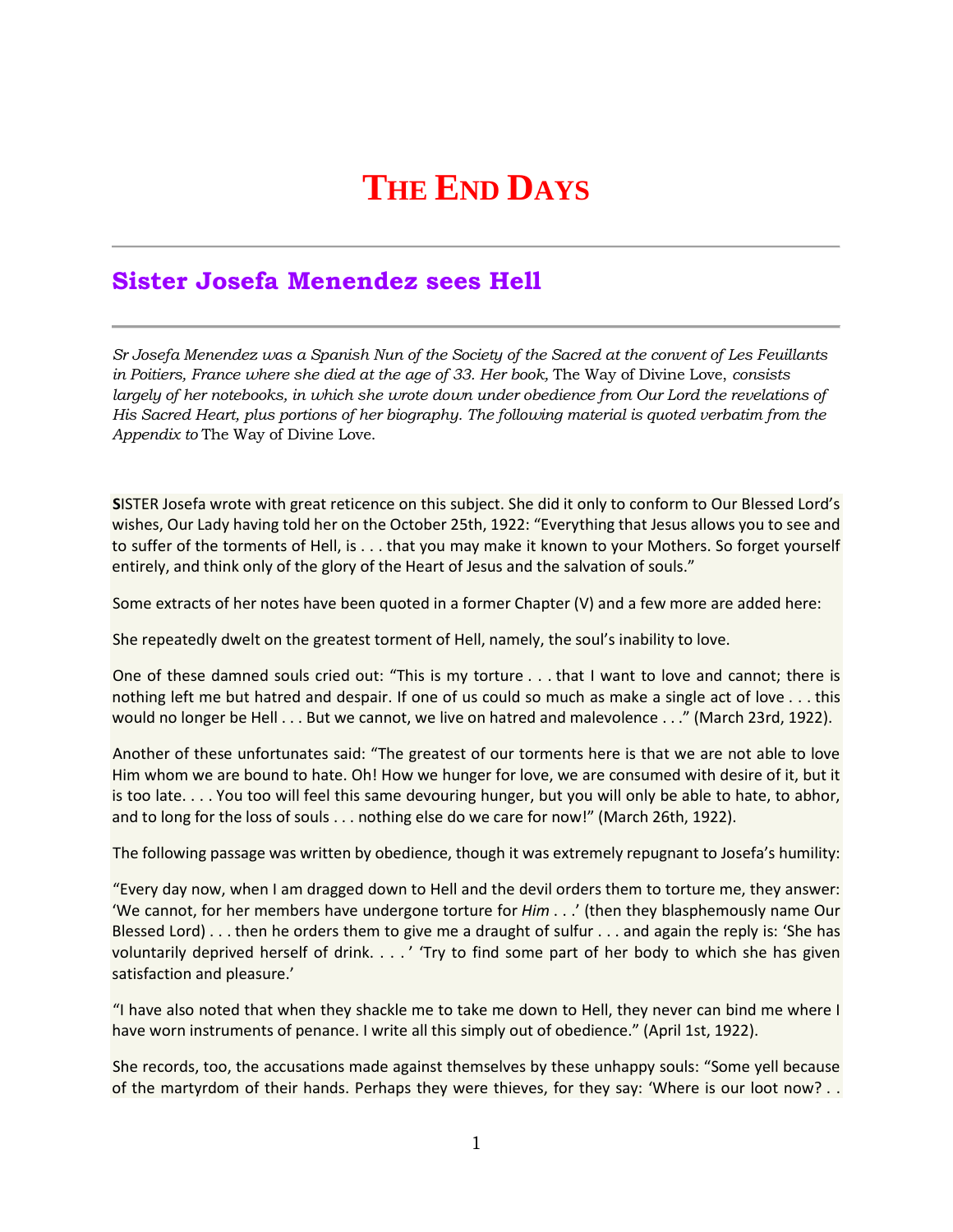# The End Days

## Sister Josefa Menendez sees Hell

*Sr Josefa Menendez was a Spanish Nun of the Society of the Sacred at the convent of Les Feuillants in Poitiers, France where she died at the age of 33. Her book,* The Way of Divine Love, *consists largely of her notebooks, in which she wrote down under obedience from Our Lord the revelations of His Sacred Heart, plus portions of her biography. The following material is quoted verbatim from the Appendix to* The Way of Divine Love.

**S**ISTER Josefa wrote with great reticence on this subject. She did it only to conform to Our Blessed Lord's wishes, Our Lady having told her on the October 25th, 1922: "Everything that Jesus allows you to see and to suffer of the torments of Hell, is . . . that you may make it known to your Mothers. So forget yourself entirely, and think only of the glory of the Heart of Jesus and the salvation of souls."

Some extracts of her notes have been quoted in a former Chapter (V) and a few more are added here:

She repeatedly dwelt on the greatest torment of Hell, namely, the soul's inability to love.

One of these damned souls cried out: "This is my torture . . . that I want to love and cannot; there is nothing left me but hatred and despair. If one of us could so much as make a single act of love . . . this would no longer be Hell . . . But we cannot, we live on hatred and malevolence . . ." (March 23rd, 1922).

Another of these unfortunates said: "The greatest of our torments here is that we are not able to love Him whom we are bound to hate. Oh! How we hunger for love, we are consumed with desire of it, but it is too late. . . . You too will feel this same devouring hunger, but you will only be able to hate, to abhor, and to long for the loss of souls . . . nothing else do we care for now!" (March 26th, 1922).

The following passage was written by obedience, though it was extremely repugnant to Josefa's humility:

"Every day now, when I am dragged down to Hell and the devil orders them to torture me, they answer: 'We cannot, for her members have undergone torture for *Him* . . .' (then they blasphemously name Our Blessed Lord) . . . then he orders them to give me a draught of sulfur . . . and again the reply is: 'She has voluntarily deprived herself of drink. . . . ' 'Try to find some part of her body to which she has given satisfaction and pleasure.'

"I have also noted that when they shackle me to take me down to Hell, they never can bind me where I have worn instruments of penance. I write all this simply out of obedience." (April 1st, 1922).

She records, too, the accusations made against themselves by these unhappy souls: "Some yell because of the martyrdom of their hands. Perhaps they were thieves, for they say: 'Where is our loot now? . .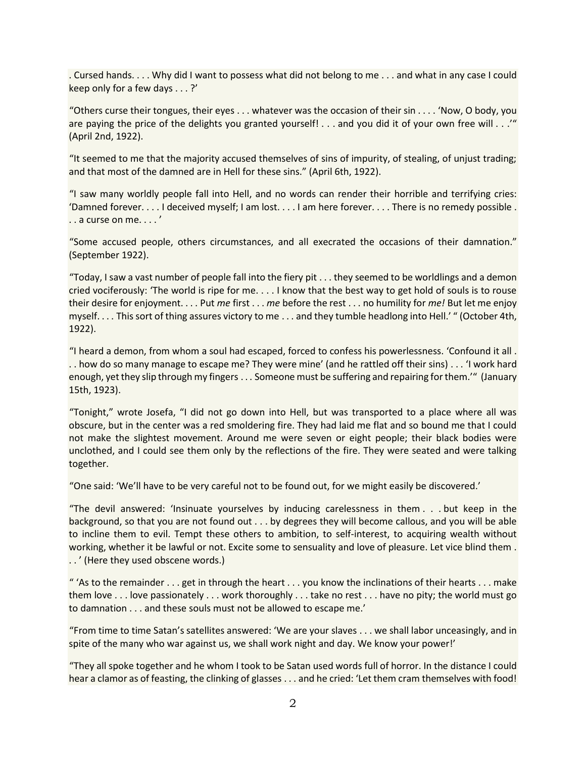. Cursed hands. . . . Why did I want to possess what did not belong to me . . . and what in any case I could keep only for a few days . . . ?'

"Others curse their tongues, their eyes . . . whatever was the occasion of their sin . . . . 'Now, O body, you are paying the price of the delights you granted yourself! . . . and you did it of your own free will . . .'" (April 2nd, 1922).

"It seemed to me that the majority accused themselves of sins of impurity, of stealing, of unjust trading; and that most of the damned are in Hell for these sins." (April 6th, 1922).

"I saw many worldly people fall into Hell, and no words can render their horrible and terrifying cries: 'Damned forever. . . . I deceived myself; I am lost. . . . I am here forever. . . . There is no remedy possible . . . a curse on me. . . . '

"Some accused people, others circumstances, and all execrated the occasions of their damnation." (September 1922).

"Today, I saw a vast number of people fall into the fiery pit . . . they seemed to be worldlings and a demon cried vociferously: 'The world is ripe for me. . . . I know that the best way to get hold of souls is to rouse their desire for enjoyment. . . . Put *me* first . . . *me* before the rest . . . no humility for *me!* But let me enjoy myself. . . . This sort of thing assures victory to me . . . and they tumble headlong into Hell.' " (October 4th, 1922).

"I heard a demon, from whom a soul had escaped, forced to confess his powerlessness. 'Confound it all . . . how do so many manage to escape me? They were mine' (and he rattled off their sins) . . . 'I work hard enough, yet they slip through my fingers . . . Someone must be suffering and repairing for them.'" (January 15th, 1923).

"Tonight," wrote Josefa, "I did not go down into Hell, but was transported to a place where all was obscure, but in the center was a red smoldering fire. They had laid me flat and so bound me that I could not make the slightest movement. Around me were seven or eight people; their black bodies were unclothed, and I could see them only by the reflections of the fire. They were seated and were talking together.

"One said: 'We'll have to be very careful not to be found out, for we might easily be discovered.'

"The devil answered: 'Insinuate yourselves by inducing carelessness in them . . . but keep in the background, so that you are not found out . . . by degrees they will become callous, and you will be able to incline them to evil. Tempt these others to ambition, to self-interest, to acquiring wealth without working, whether it be lawful or not. Excite some to sensuality and love of pleasure. Let vice blind them . . .' (Here they used obscene words.)

" 'As to the remainder . . . get in through the heart . . . you know the inclinations of their hearts . . . make them love . . . love passionately . . . work thoroughly . . . take no rest . . . have no pity; the world must go to damnation . . . and these souls must not be allowed to escape me.'

"From time to time Satan's satellites answered: 'We are your slaves . . . we shall labor unceasingly, and in spite of the many who war against us, we shall work night and day. We know your power!'

"They all spoke together and he whom I took to be Satan used words full of horror. In the distance I could hear a clamor as of feasting, the clinking of glasses . . . and he cried: 'Let them cram themselves with food!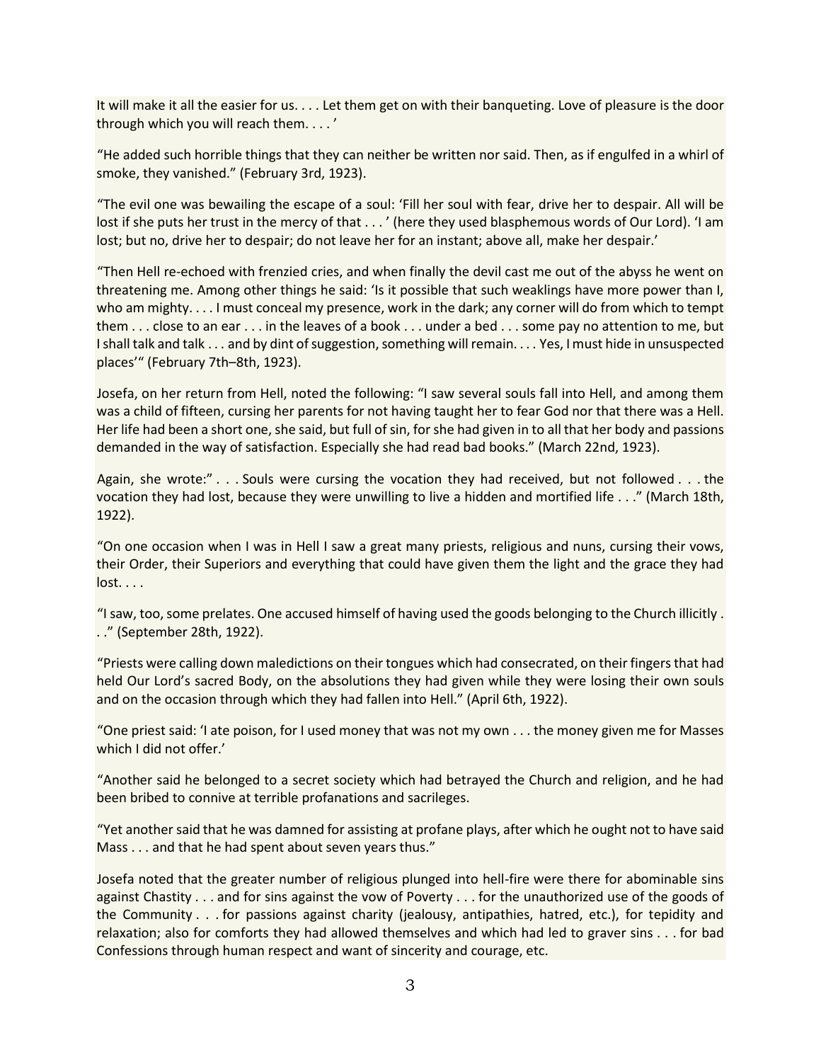It will make it all the easier for us. . . . Let them get on with their banqueting. Love of pleasure is the door through which you will reach them. . . . '

"He added such horrible things that they can neither be written nor said. Then, as if engulfed in a whirl of smoke, they vanished." (February 3rd, 1923).

"The evil one was bewailing the escape of a soul: 'Fill her soul with fear, drive her to despair. All will be lost if she puts her trust in the mercy of that . . . ' (here they used blasphemous words of Our Lord). 'I am lost; but no, drive her to despair; do not leave her for an instant; above all, make her despair.'

"Then Hell re-echoed with frenzied cries, and when finally the devil cast me out of the abyss he went on threatening me. Among other things he said: 'Is it possible that such weaklings have more power than I, who am mighty. . . . I must conceal my presence, work in the dark; any corner will do from which to tempt them . . . close to an ear . . . in the leaves of a book . . . under a bed . . . some pay no attention to me, but I shall talk and talk . . . and by dint of suggestion, something will remain. . . . Yes, I must hide in unsuspected places'" (February 7th–8th, 1923).

Josefa, on her return from Hell, noted the following: "I saw several souls fall into Hell, and among them was a child of fifteen, cursing her parents for not having taught her to fear God nor that there was a Hell. Her life had been a short one, she said, but full of sin, for she had given in to all that her body and passions demanded in the way of satisfaction. Especially she had read bad books." (March 22nd, 1923).

Again, she wrote:" . . . Souls were cursing the vocation they had received, but not followed . . . the vocation they had lost, because they were unwilling to live a hidden and mortified life . . ." (March 18th, 1922).

"On one occasion when I was in Hell I saw a great many priests, religious and nuns, cursing their vows, their Order, their Superiors and everything that could have given them the light and the grace they had lost. . . .

"I saw, too, some prelates. One accused himself of having used the goods belonging to the Church illicitly . . ." (September 28th, 1922).

"Priests were calling down maledictions on their tongues which had consecrated, on their fingers that had held Our Lord's sacred Body, on the absolutions they had given while they were losing their own souls and on the occasion through which they had fallen into Hell." (April 6th, 1922).

"One priest said: 'I ate poison, for I used money that was not my own . . . the money given me for Masses which I did not offer.'

"Another said he belonged to a secret society which had betrayed the Church and religion, and he had been bribed to connive at terrible profanations and sacrileges.

"Yet another said that he was damned for assisting at profane plays, after which he ought not to have said Mass . . . and that he had spent about seven years thus."

Josefa noted that the greater number of religious plunged into hell-fire were there for abominable sins against Chastity . . . and for sins against the vow of Poverty . . . for the unauthorized use of the goods of the Community . . . for passions against charity (jealousy, antipathies, hatred, etc.), for tepidity and relaxation; also for comforts they had allowed themselves and which had led to graver sins . . . for bad Confessions through human respect and want of sincerity and courage, etc.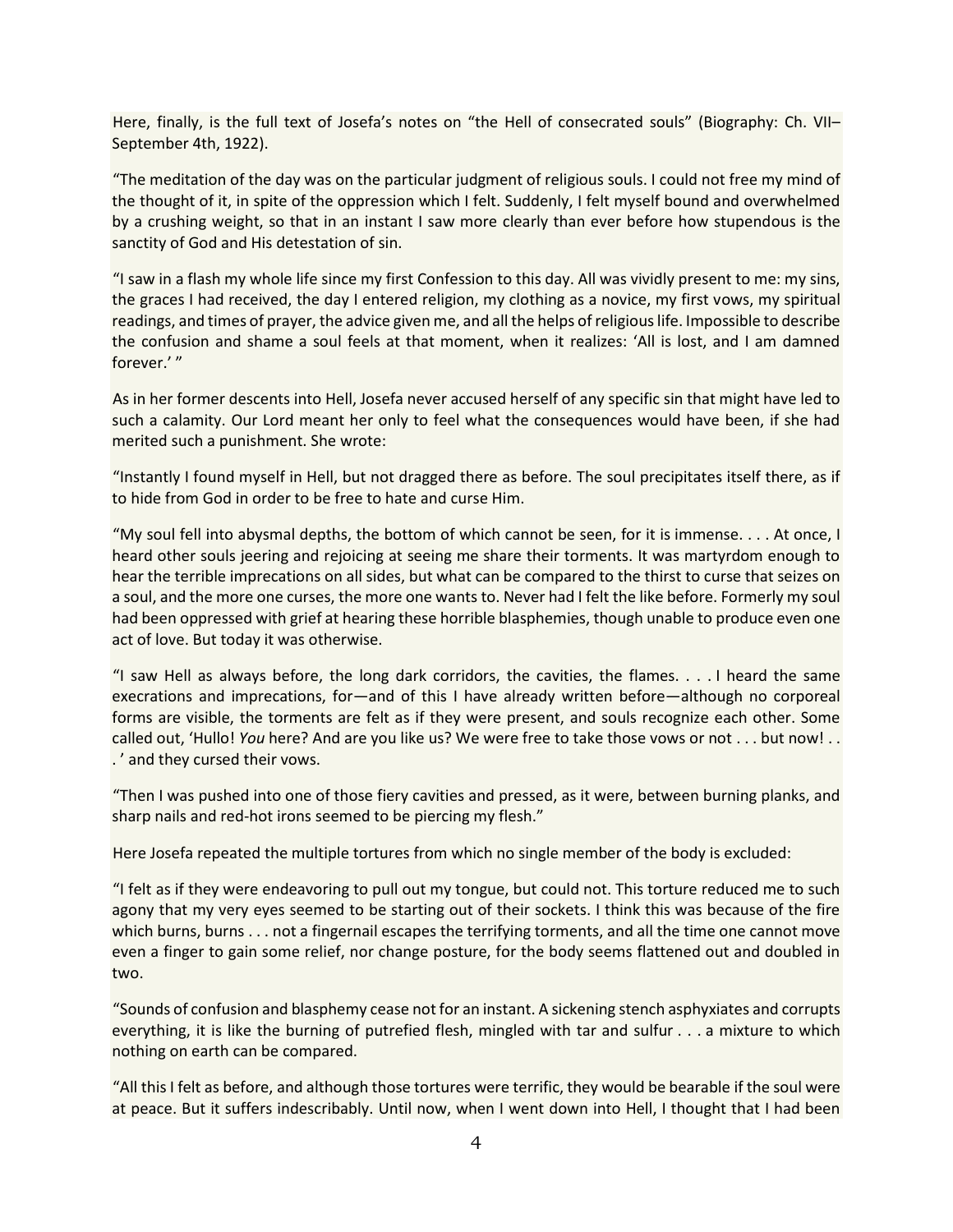Here, finally, is the full text of Josefa's notes on "the Hell of consecrated souls" (Biography: Ch. VII–September 4th, 1922).

"The meditation of the day was on the particular judgment of religious souls. I could not free my mind of the thought of it, in spite of the oppression which I felt. Suddenly, I felt myself bound and overwhelmed by a crushing weight, so that in an instant I saw more clearly than ever before how stupendous is the sanctity of God and His detestation of sin.

"I saw in a flash my whole life since my first Confession to this day. All was vividly present to me: my sins, the graces I had received, the day I entered religion, my clothing as a novice, my first vows, my spiritual readings, and times of prayer, the advice given me, and all the helps of religious life. Impossible to describe the confusion and shame a soul feels at that moment, when it realizes: 'All is lost, and I am damned forever.' "

As in her former descents into Hell, Josefa never accused herself of any specific sin that might have led to such a calamity. Our Lord meant her only to feel what the consequences would have been, if she had merited such a punishment. She wrote:

"Instantly I found myself in Hell, but not dragged there as before. The soul precipitates itself there, as if to hide from God in order to be free to hate and curse Him.

"My soul fell into abysmal depths, the bottom of which cannot be seen, for it is immense. . . . At once, I heard other souls jeering and rejoicing at seeing me share their torments. It was martyrdom enough to hear the terrible imprecations on all sides, but what can be compared to the thirst to curse that seizes on a soul, and the more one curses, the more one wants to. Never had I felt the like before. Formerly my soul had been oppressed with grief at hearing these horrible blasphemies, though unable to produce even one act of love. But today it was otherwise.

"I saw Hell as always before, the long dark corridors, the cavities, the flames. . . . I heard the same execrations and imprecations, for—and of this I have already written before—although no corporeal forms are visible, the torments are felt as if they were present, and souls recognize each other. Some called out, 'Hullo! *You* here? And are you like us? We were free to take those vows or not . . . but now! . . . ' and they cursed their vows.

"Then I was pushed into one of those fiery cavities and pressed, as it were, between burning planks, and sharp nails and red-hot irons seemed to be piercing my flesh."

Here Josefa repeated the multiple tortures from which no single member of the body is excluded:

"I felt as if they were endeavoring to pull out my tongue, but could not. This torture reduced me to such agony that my very eyes seemed to be starting out of their sockets. I think this was because of the fire which burns, burns . . . not a fingernail escapes the terrifying torments, and all the time one cannot move even a finger to gain some relief, nor change posture, for the body seems flattened out and doubled in two.

"Sounds of confusion and blasphemy cease not for an instant. A sickening stench asphyxiates and corrupts everything, it is like the burning of putrefied flesh, mingled with tar and sulfur . . . a mixture to which nothing on earth can be compared.

"All this I felt as before, and although those tortures were terrific, they would be bearable if the soul were at peace. But it suffers indescribably. Until now, when I went down into Hell, I thought that I had been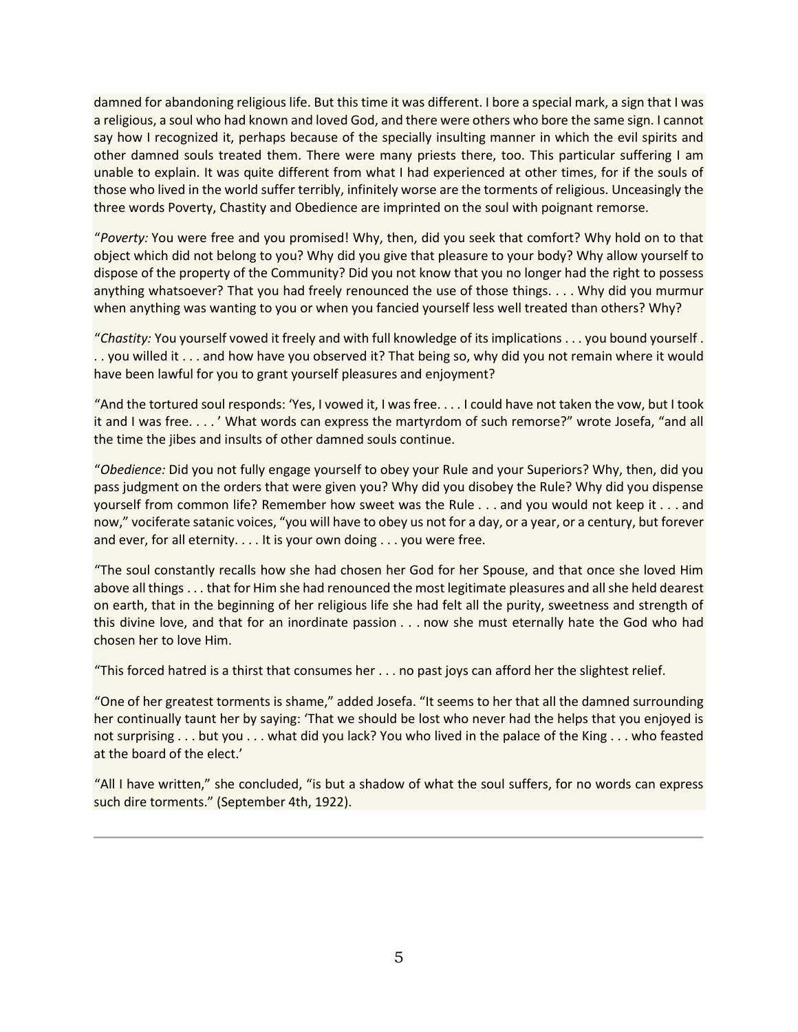damned for abandoning religious life. But this time it was different. I bore a special mark, a sign that I was a religious, a soul who had known and loved God, and there were others who bore the same sign. I cannot say how I recognized it, perhaps because of the specially insulting manner in which the evil spirits and other damned souls treated them. There were many priests there, too. This particular suffering I am unable to explain. It was quite different from what I had experienced at other times, for if the souls of those who lived in the world suffer terribly, infinitely worse are the torments of religious. Unceasingly the three words Poverty, Chastity and Obedience are imprinted on the soul with poignant remorse.

"*Poverty:* You were free and you promised! Why, then, did you seek that comfort? Why hold on to that object which did not belong to you? Why did you give that pleasure to your body? Why allow yourself to dispose of the property of the Community? Did you not know that you no longer had the right to possess anything whatsoever? That you had freely renounced the use of those things. . . . Why did you murmur when anything was wanting to you or when you fancied yourself less well treated than others? Why?

"*Chastity:* You yourself vowed it freely and with full knowledge of its implications . . . you bound yourself . . . you willed it . . . and how have you observed it? That being so, why did you not remain where it would have been lawful for you to grant yourself pleasures and enjoyment?

"And the tortured soul responds: 'Yes, I vowed it, I was free. . . . I could have not taken the vow, but I took it and I was free. . . . ' What words can express the martyrdom of such remorse?" wrote Josefa, "and all the time the jibes and insults of other damned souls continue.

"*Obedience:* Did you not fully engage yourself to obey your Rule and your Superiors? Why, then, did you pass judgment on the orders that were given you? Why did you disobey the Rule? Why did you dispense yourself from common life? Remember how sweet was the Rule . . . and you would not keep it . . . and now," vociferate satanic voices, "you will have to obey us not for a day, or a year, or a century, but forever and ever, for all eternity. . . . It is your own doing . . . you were free.

"The soul constantly recalls how she had chosen her God for her Spouse, and that once she loved Him above all things . . . that for Him she had renounced the most legitimate pleasures and all she held dearest on earth, that in the beginning of her religious life she had felt all the purity, sweetness and strength of this divine love, and that for an inordinate passion . . . now she must eternally hate the God who had chosen her to love Him.

"This forced hatred is a thirst that consumes her . . . no past joys can afford her the slightest relief.

"One of her greatest torments is shame," added Josefa. "It seems to her that all the damned surrounding her continually taunt her by saying: 'That we should be lost who never had the helps that you enjoyed is not surprising . . . but you . . . what did you lack? You who lived in the palace of the King . . . who feasted at the board of the elect.'

"All I have written," she concluded, "is but a shadow of what the soul suffers, for no words can express such dire torments." (September 4th, 1922).